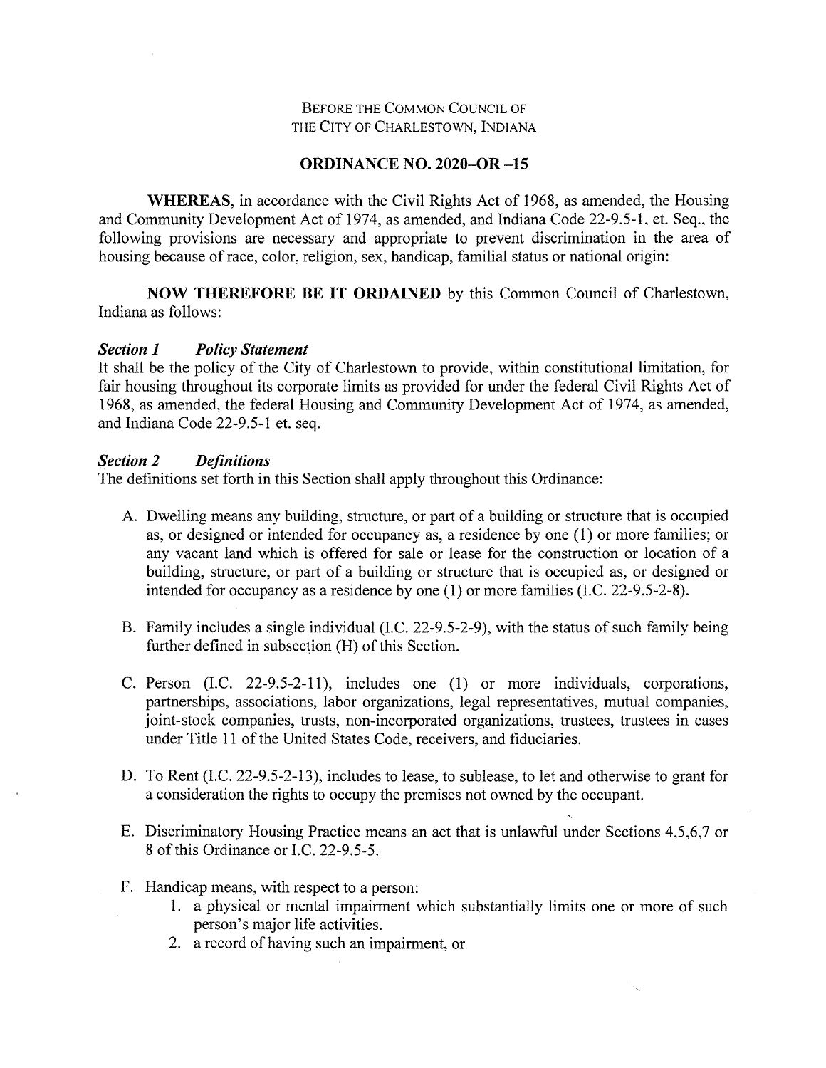BEFORE THE COMMON COUNCIL OF
THE CITY OF CHARLESTOWN, INDIANA

# ORDINANCE NO. 2020–OR –15

**WHEREAS**, in accordance with the Civil Rights Act of 1968, as amended, the Housing and Community Development Act of 1974, as amended, and Indiana Code 22-9.5-1, et. Seq., the following provisions are necessary and appropriate to prevent discrimination in the area of housing because of race, color, religion, sex, handicap, familial status or national origin:

**NOW THEREFORE BE IT ORDAINED** by this Common Council of Charlestown, Indiana as follows:

***Section 1 Policy Statement***

It shall be the policy of the City of Charlestown to provide, within constitutional limitation, for fair housing throughout its corporate limits as provided for under the federal Civil Rights Act of 1968, as amended, the federal Housing and Community Development Act of 1974, as amended, and Indiana Code 22-9.5-1 et. seq.

***Section 2 Definitions***

The definitions set forth in this Section shall apply throughout this Ordinance:

A. Dwelling means any building, structure, or part of a building or structure that is occupied as, or designed or intended for occupancy as, a residence by one (1) or more families; or any vacant land which is offered for sale or lease for the construction or location of a building, structure, or part of a building or structure that is occupied as, or designed or intended for occupancy as a residence by one (1) or more families (I.C. 22-9.5-2-8).

B. Family includes a single individual (I.C. 22-9.5-2-9), with the status of such family being further defined in subsection (H) of this Section.

C. Person (I.C. 22-9.5-2-11), includes one (1) or more individuals, corporations, partnerships, associations, labor organizations, legal representatives, mutual companies, joint-stock companies, trusts, non-incorporated organizations, trustees, trustees in cases under Title 11 of the United States Code, receivers, and fiduciaries.

D. To Rent (I.C. 22-9.5-2-13), includes to lease, to sublease, to let and otherwise to grant for a consideration the rights to occupy the premises not owned by the occupant.

E. Discriminatory Housing Practice means an act that is unlawful under Sections 4,5,6,7 or 8 of this Ordinance or I.C. 22-9.5-5.

F. Handicap means, with respect to a person:
   1. a physical or mental impairment which substantially limits one or more of such person's major life activities.
   2. a record of having such an impairment, or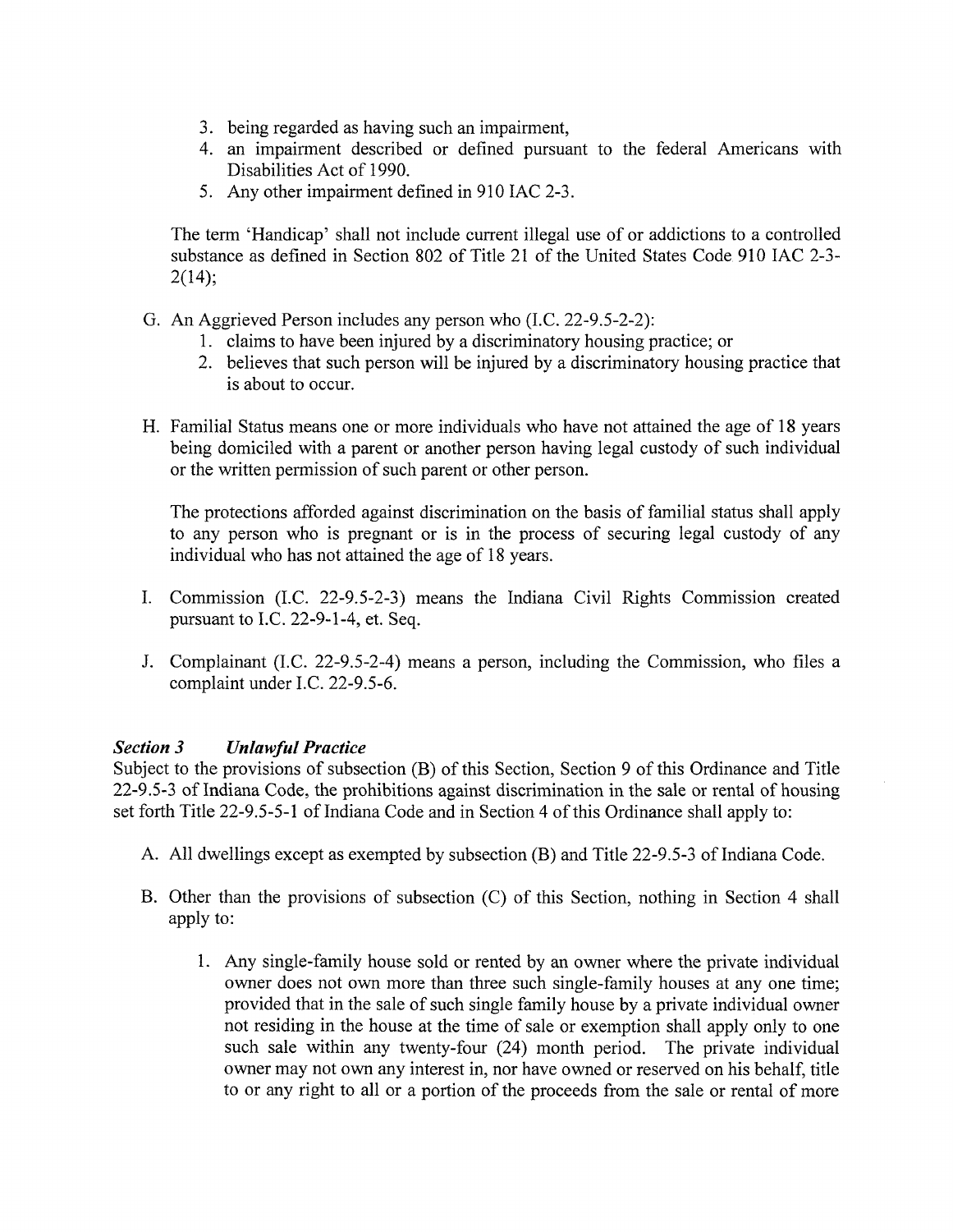3. being regarded as having such an impairment,
4. an impairment described or defined pursuant to the federal Americans with Disabilities Act of 1990.
5. Any other impairment defined in 910 IAC 2-3.

The term 'Handicap' shall not include current illegal use of or addictions to a controlled substance as defined in Section 802 of Title 21 of the United States Code 910 IAC 2-3-2(14);

G. An Aggrieved Person includes any person who (I.C. 22-9.5-2-2):
   1. claims to have been injured by a discriminatory housing practice; or
   2. believes that such person will be injured by a discriminatory housing practice that is about to occur.

H. Familial Status means one or more individuals who have not attained the age of 18 years being domiciled with a parent or another person having legal custody of such individual or the written permission of such parent or other person.

   The protections afforded against discrimination on the basis of familial status shall apply to any person who is pregnant or is in the process of securing legal custody of any individual who has not attained the age of 18 years.

I. Commission (I.C. 22-9.5-2-3) means the Indiana Civil Rights Commission created pursuant to I.C. 22-9-1-4, et. Seq.

J. Complainant (I.C. 22-9.5-2-4) means a person, including the Commission, who files a complaint under I.C. 22-9.5-6.

***Section 3 Unlawful Practice***

Subject to the provisions of subsection (B) of this Section, Section 9 of this Ordinance and Title 22-9.5-3 of Indiana Code, the prohibitions against discrimination in the sale or rental of housing set forth Title 22-9.5-5-1 of Indiana Code and in Section 4 of this Ordinance shall apply to:

A. All dwellings except as exempted by subsection (B) and Title 22-9.5-3 of Indiana Code.

B. Other than the provisions of subsection (C) of this Section, nothing in Section 4 shall apply to:

   1. Any single-family house sold or rented by an owner where the private individual owner does not own more than three such single-family houses at any one time; provided that in the sale of such single family house by a private individual owner not residing in the house at the time of sale or exemption shall apply only to one such sale within any twenty-four (24) month period. The private individual owner may not own any interest in, nor have owned or reserved on his behalf, title to or any right to all or a portion of the proceeds from the sale or rental of more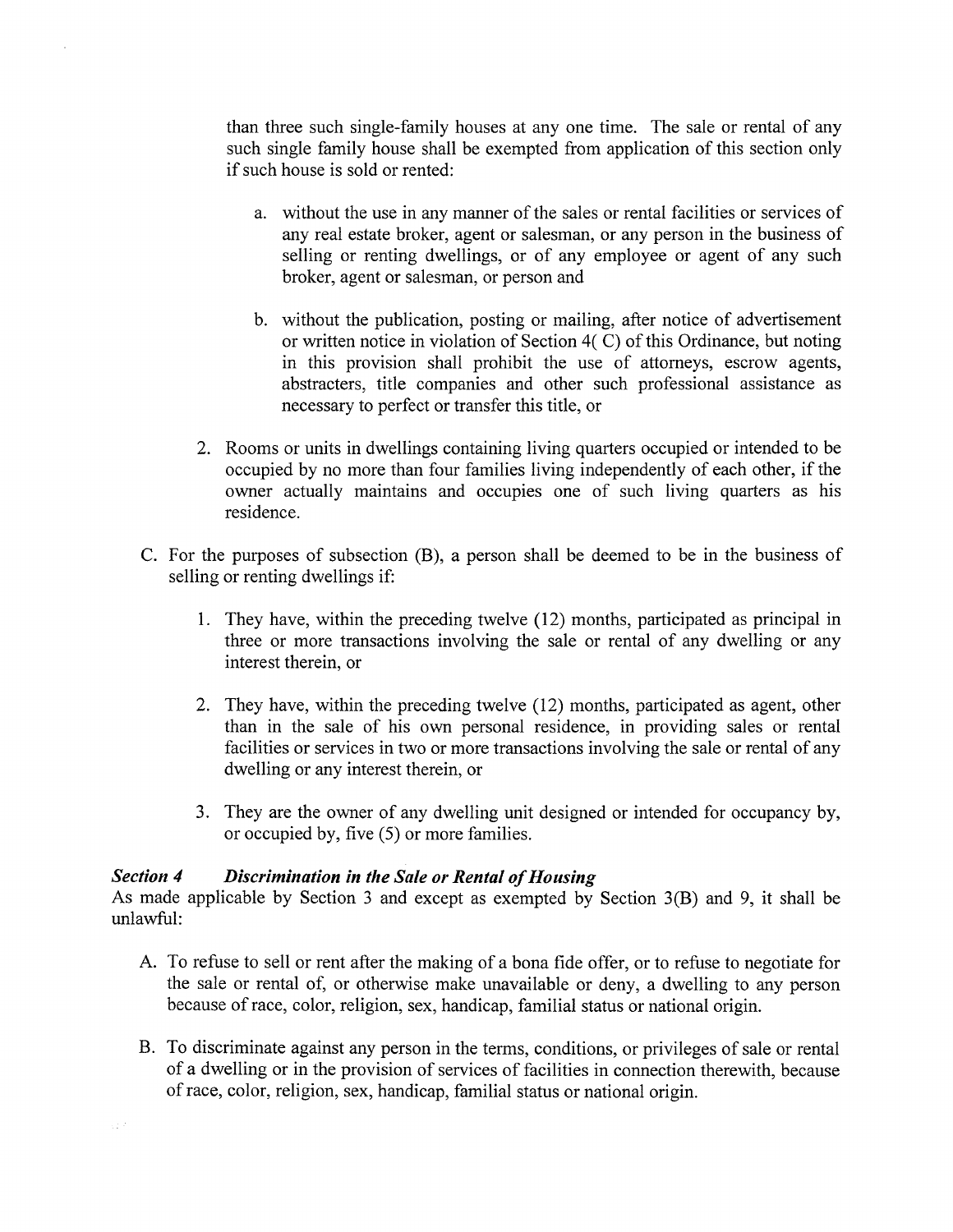than three such single-family houses at any one time. The sale or rental of any such single family house shall be exempted from application of this section only if such house is sold or rented:

   a. without the use in any manner of the sales or rental facilities or services of any real estate broker, agent or salesman, or any person in the business of selling or renting dwellings, or of any employee or agent of any such broker, agent or salesman, or person and

   b. without the publication, posting or mailing, after notice of advertisement or written notice in violation of Section 4( C) of this Ordinance, but noting in this provision shall prohibit the use of attorneys, escrow agents, abstracters, title companies and other such professional assistance as necessary to perfect or transfer this title, or

2. Rooms or units in dwellings containing living quarters occupied or intended to be occupied by no more than four families living independently of each other, if the owner actually maintains and occupies one of such living quarters as his residence.

C. For the purposes of subsection (B), a person shall be deemed to be in the business of selling or renting dwellings if:

   1. They have, within the preceding twelve (12) months, participated as principal in three or more transactions involving the sale or rental of any dwelling or any interest therein, or

   2. They have, within the preceding twelve (12) months, participated as agent, other than in the sale of his own personal residence, in providing sales or rental facilities or services in two or more transactions involving the sale or rental of any dwelling or any interest therein, or

   3. They are the owner of any dwelling unit designed or intended for occupancy by, or occupied by, five (5) or more families.

***Section 4 Discrimination in the Sale or Rental of Housing***

As made applicable by Section 3 and except as exempted by Section 3(B) and 9, it shall be unlawful:

A. To refuse to sell or rent after the making of a bona fide offer, or to refuse to negotiate for the sale or rental of, or otherwise make unavailable or deny, a dwelling to any person because of race, color, religion, sex, handicap, familial status or national origin.

B. To discriminate against any person in the terms, conditions, or privileges of sale or rental of a dwelling or in the provision of services of facilities in connection therewith, because of race, color, religion, sex, handicap, familial status or national origin.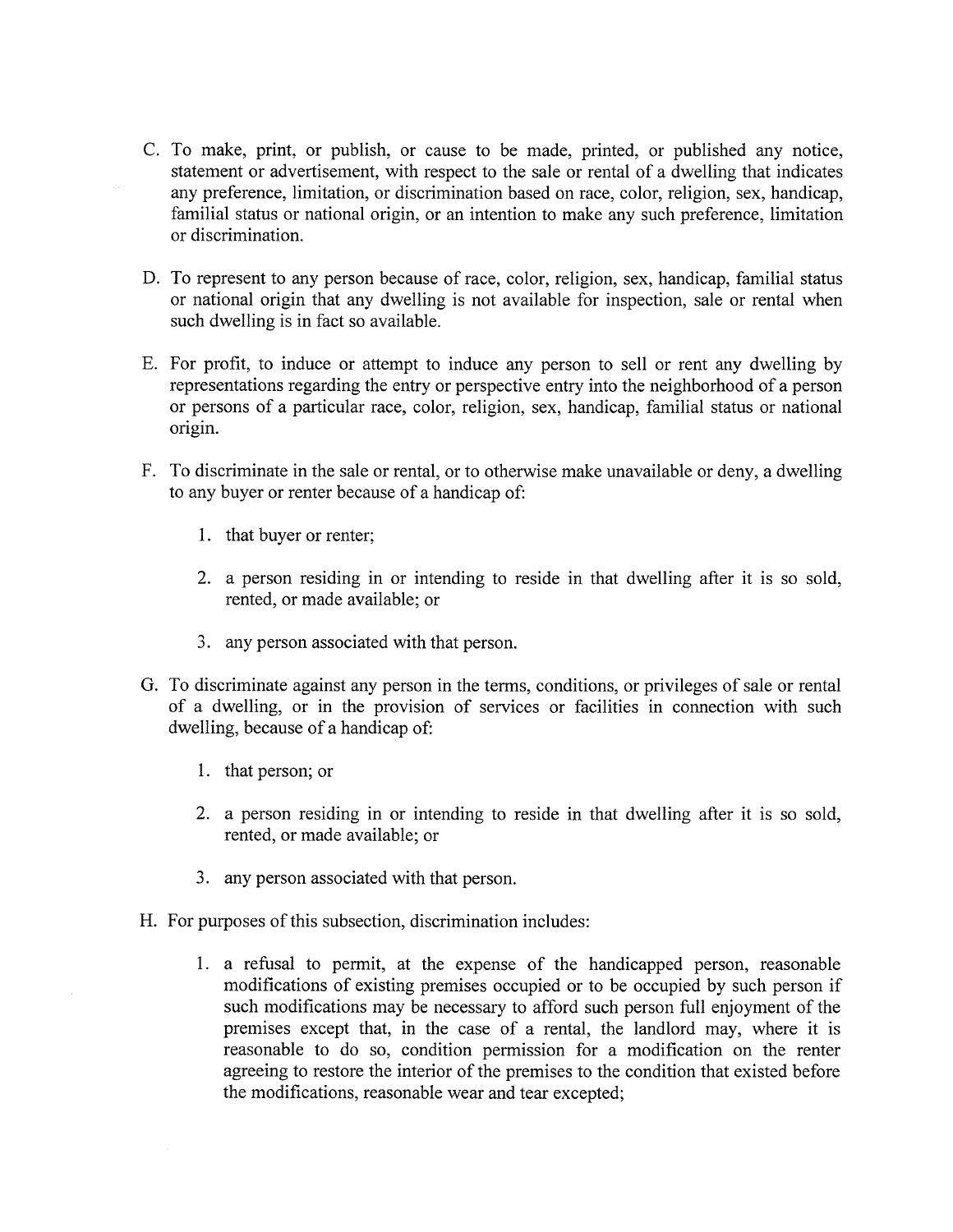C. To make, print, or publish, or cause to be made, printed, or published any notice, statement or advertisement, with respect to the sale or rental of a dwelling that indicates any preference, limitation, or discrimination based on race, color, religion, sex, handicap, familial status or national origin, or an intention to make any such preference, limitation or discrimination.

D. To represent to any person because of race, color, religion, sex, handicap, familial status or national origin that any dwelling is not available for inspection, sale or rental when such dwelling is in fact so available.

E. For profit, to induce or attempt to induce any person to sell or rent any dwelling by representations regarding the entry or perspective entry into the neighborhood of a person or persons of a particular race, color, religion, sex, handicap, familial status or national origin.

F. To discriminate in the sale or rental, or to otherwise make unavailable or deny, a dwelling to any buyer or renter because of a handicap of:

   1. that buyer or renter;

   2. a person residing in or intending to reside in that dwelling after it is so sold, rented, or made available; or

   3. any person associated with that person.

G. To discriminate against any person in the terms, conditions, or privileges of sale or rental of a dwelling, or in the provision of services or facilities in connection with such dwelling, because of a handicap of:

   1. that person; or

   2. a person residing in or intending to reside in that dwelling after it is so sold, rented, or made available; or

   3. any person associated with that person.

H. For purposes of this subsection, discrimination includes:

   1. a refusal to permit, at the expense of the handicapped person, reasonable modifications of existing premises occupied or to be occupied by such person if such modifications may be necessary to afford such person full enjoyment of the premises except that, in the case of a rental, the landlord may, where it is reasonable to do so, condition permission for a modification on the renter agreeing to restore the interior of the premises to the condition that existed before the modifications, reasonable wear and tear excepted;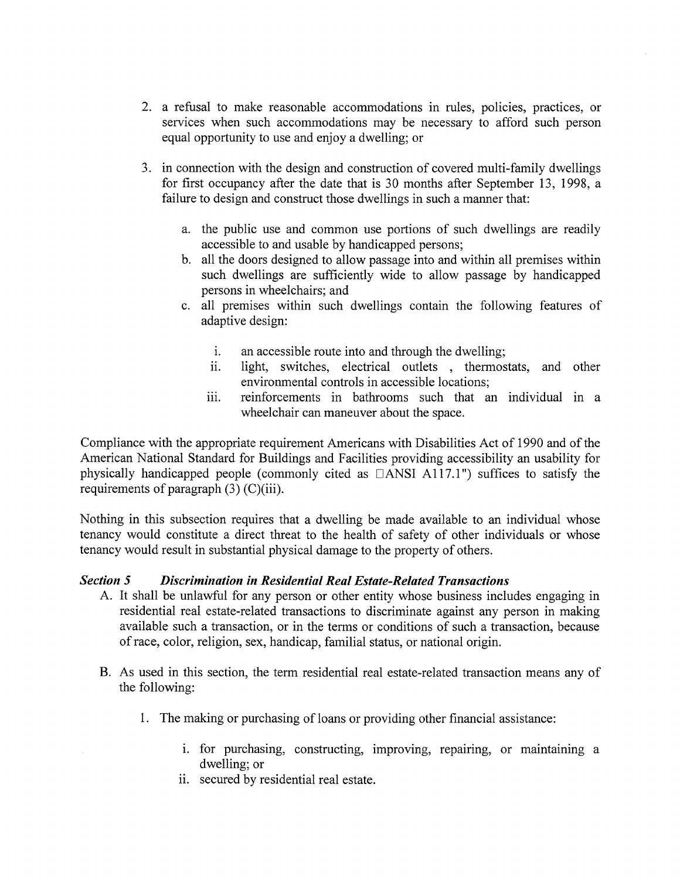2. a refusal to make reasonable accommodations in rules, policies, practices, or services when such accommodations may be necessary to afford such person equal opportunity to use and enjoy a dwelling; or

3. in connection with the design and construction of covered multi-family dwellings for first occupancy after the date that is 30 months after September 13, 1998, a failure to design and construct those dwellings in such a manner that:

   a. the public use and common use portions of such dwellings are readily accessible to and usable by handicapped persons;
   b. all the doors designed to allow passage into and within all premises within such dwellings are sufficiently wide to allow passage by handicapped persons in wheelchairs; and
   c. all premises within such dwellings contain the following features of adaptive design:

      i. an accessible route into and through the dwelling;
      ii. light, switches, electrical outlets , thermostats, and other environmental controls in accessible locations;
      iii. reinforcements in bathrooms such that an individual in a wheelchair can maneuver about the space.

Compliance with the appropriate requirement Americans with Disabilities Act of 1990 and of the American National Standard for Buildings and Facilities providing accessibility an usability for physically handicapped people (commonly cited as □ANSI A117.1") suffices to satisfy the requirements of paragraph (3) (C)(iii).

Nothing in this subsection requires that a dwelling be made available to an individual whose tenancy would constitute a direct threat to the health of safety of other individuals or whose tenancy would result in substantial physical damage to the property of others.

***Section 5 Discrimination in Residential Real Estate-Related Transactions***

A. It shall be unlawful for any person or other entity whose business includes engaging in residential real estate-related transactions to discriminate against any person in making available such a transaction, or in the terms or conditions of such a transaction, because of race, color, religion, sex, handicap, familial status, or national origin.

B. As used in this section, the term residential real estate-related transaction means any of the following:

   1. The making or purchasing of loans or providing other financial assistance:

      i. for purchasing, constructing, improving, repairing, or maintaining a dwelling; or
      ii. secured by residential real estate.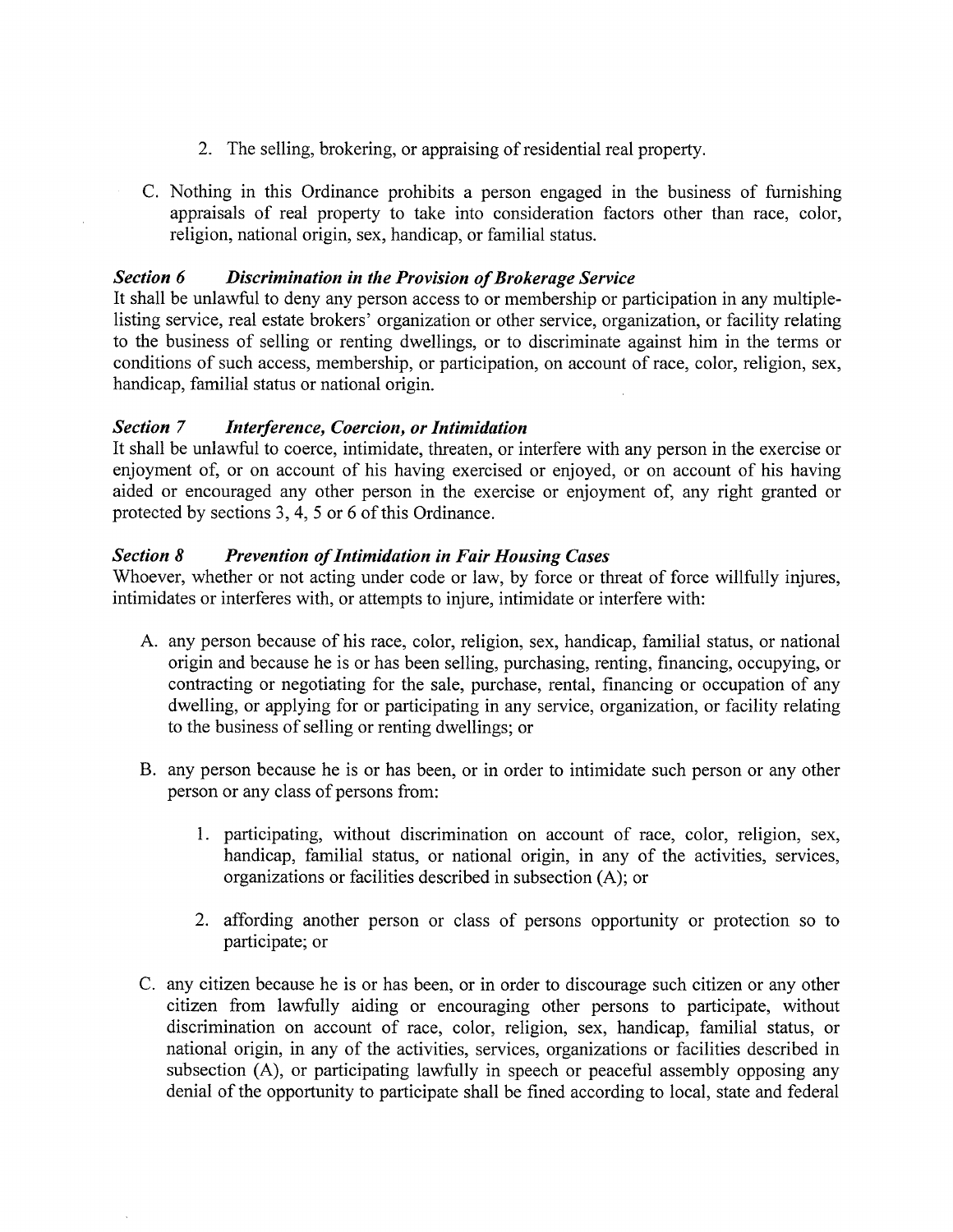2. The selling, brokering, or appraising of residential real property.

C. Nothing in this Ordinance prohibits a person engaged in the business of furnishing appraisals of real property to take into consideration factors other than race, color, religion, national origin, sex, handicap, or familial status.

***Section 6 Discrimination in the Provision of Brokerage Service***

It shall be unlawful to deny any person access to or membership or participation in any multiple-listing service, real estate brokers' organization or other service, organization, or facility relating to the business of selling or renting dwellings, or to discriminate against him in the terms or conditions of such access, membership, or participation, on account of race, color, religion, sex, handicap, familial status or national origin.

***Section 7 Interference, Coercion, or Intimidation***

It shall be unlawful to coerce, intimidate, threaten, or interfere with any person in the exercise or enjoyment of, or on account of his having exercised or enjoyed, or on account of his having aided or encouraged any other person in the exercise or enjoyment of, any right granted or protected by sections 3, 4, 5 or 6 of this Ordinance.

***Section 8 Prevention of Intimidation in Fair Housing Cases***

Whoever, whether or not acting under code or law, by force or threat of force willfully injures, intimidates or interferes with, or attempts to injure, intimidate or interfere with:

A. any person because of his race, color, religion, sex, handicap, familial status, or national origin and because he is or has been selling, purchasing, renting, financing, occupying, or contracting or negotiating for the sale, purchase, rental, financing or occupation of any dwelling, or applying for or participating in any service, organization, or facility relating to the business of selling or renting dwellings; or

B. any person because he is or has been, or in order to intimidate such person or any other person or any class of persons from:

   1. participating, without discrimination on account of race, color, religion, sex, handicap, familial status, or national origin, in any of the activities, services, organizations or facilities described in subsection (A); or

   2. affording another person or class of persons opportunity or protection so to participate; or

C. any citizen because he is or has been, or in order to discourage such citizen or any other citizen from lawfully aiding or encouraging other persons to participate, without discrimination on account of race, color, religion, sex, handicap, familial status, or national origin, in any of the activities, services, organizations or facilities described in subsection (A), or participating lawfully in speech or peaceful assembly opposing any denial of the opportunity to participate shall be fined according to local, state and federal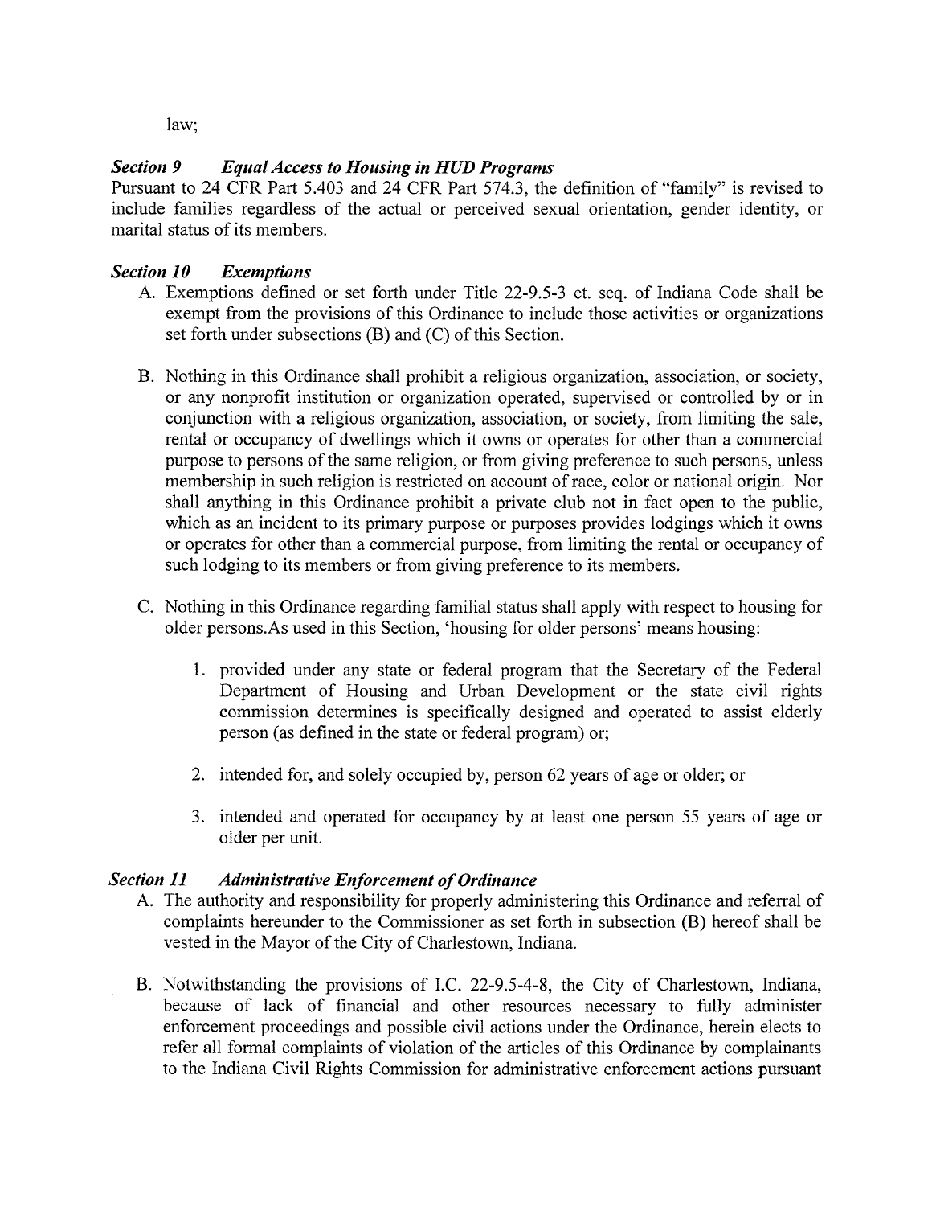law;

### *Section 9 Equal Access to Housing in HUD Programs*

Pursuant to 24 CFR Part 5.403 and 24 CFR Part 574.3, the definition of "family" is revised to include families regardless of the actual or perceived sexual orientation, gender identity, or marital status of its members.

### *Section 10 Exemptions*

A. Exemptions defined or set forth under Title 22-9.5-3 et. seq. of Indiana Code shall be exempt from the provisions of this Ordinance to include those activities or organizations set forth under subsections (B) and (C) of this Section.

B. Nothing in this Ordinance shall prohibit a religious organization, association, or society, or any nonprofit institution or organization operated, supervised or controlled by or in conjunction with a religious organization, association, or society, from limiting the sale, rental or occupancy of dwellings which it owns or operates for other than a commercial purpose to persons of the same religion, or from giving preference to such persons, unless membership in such religion is restricted on account of race, color or national origin. Nor shall anything in this Ordinance prohibit a private club not in fact open to the public, which as an incident to its primary purpose or purposes provides lodgings which it owns or operates for other than a commercial purpose, from limiting the rental or occupancy of such lodging to its members or from giving preference to its members.

C. Nothing in this Ordinance regarding familial status shall apply with respect to housing for older persons.As used in this Section, 'housing for older persons' means housing:

   1. provided under any state or federal program that the Secretary of the Federal Department of Housing and Urban Development or the state civil rights commission determines is specifically designed and operated to assist elderly person (as defined in the state or federal program) or;

   2. intended for, and solely occupied by, person 62 years of age or older; or

   3. intended and operated for occupancy by at least one person 55 years of age or older per unit.

### *Section 11 Administrative Enforcement of Ordinance*

A. The authority and responsibility for properly administering this Ordinance and referral of complaints hereunder to the Commissioner as set forth in subsection (B) hereof shall be vested in the Mayor of the City of Charlestown, Indiana.

B. Notwithstanding the provisions of I.C. 22-9.5-4-8, the City of Charlestown, Indiana, because of lack of financial and other resources necessary to fully administer enforcement proceedings and possible civil actions under the Ordinance, herein elects to refer all formal complaints of violation of the articles of this Ordinance by complainants to the Indiana Civil Rights Commission for administrative enforcement actions pursuant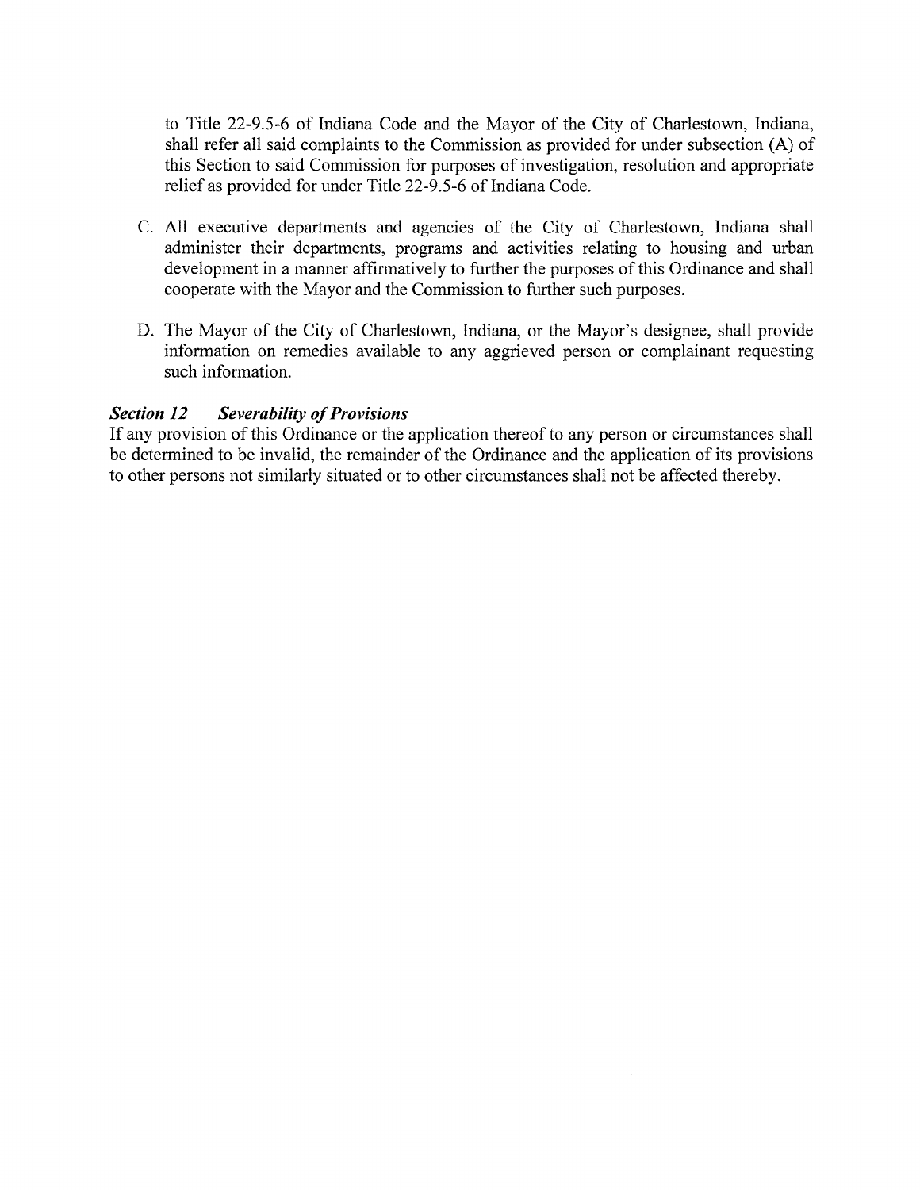to Title 22-9.5-6 of Indiana Code and the Mayor of the City of Charlestown, Indiana, shall refer all said complaints to the Commission as provided for under subsection (A) of this Section to said Commission for purposes of investigation, resolution and appropriate relief as provided for under Title 22-9.5-6 of Indiana Code.

C. All executive departments and agencies of the City of Charlestown, Indiana shall administer their departments, programs and activities relating to housing and urban development in a manner affirmatively to further the purposes of this Ordinance and shall cooperate with the Mayor and the Commission to further such purposes.

D. The Mayor of the City of Charlestown, Indiana, or the Mayor's designee, shall provide information on remedies available to any aggrieved person or complainant requesting such information.

***Section 12 Severability of Provisions***

If any provision of this Ordinance or the application thereof to any person or circumstances shall be determined to be invalid, the remainder of the Ordinance and the application of its provisions to other persons not similarly situated or to other circumstances shall not be affected thereby.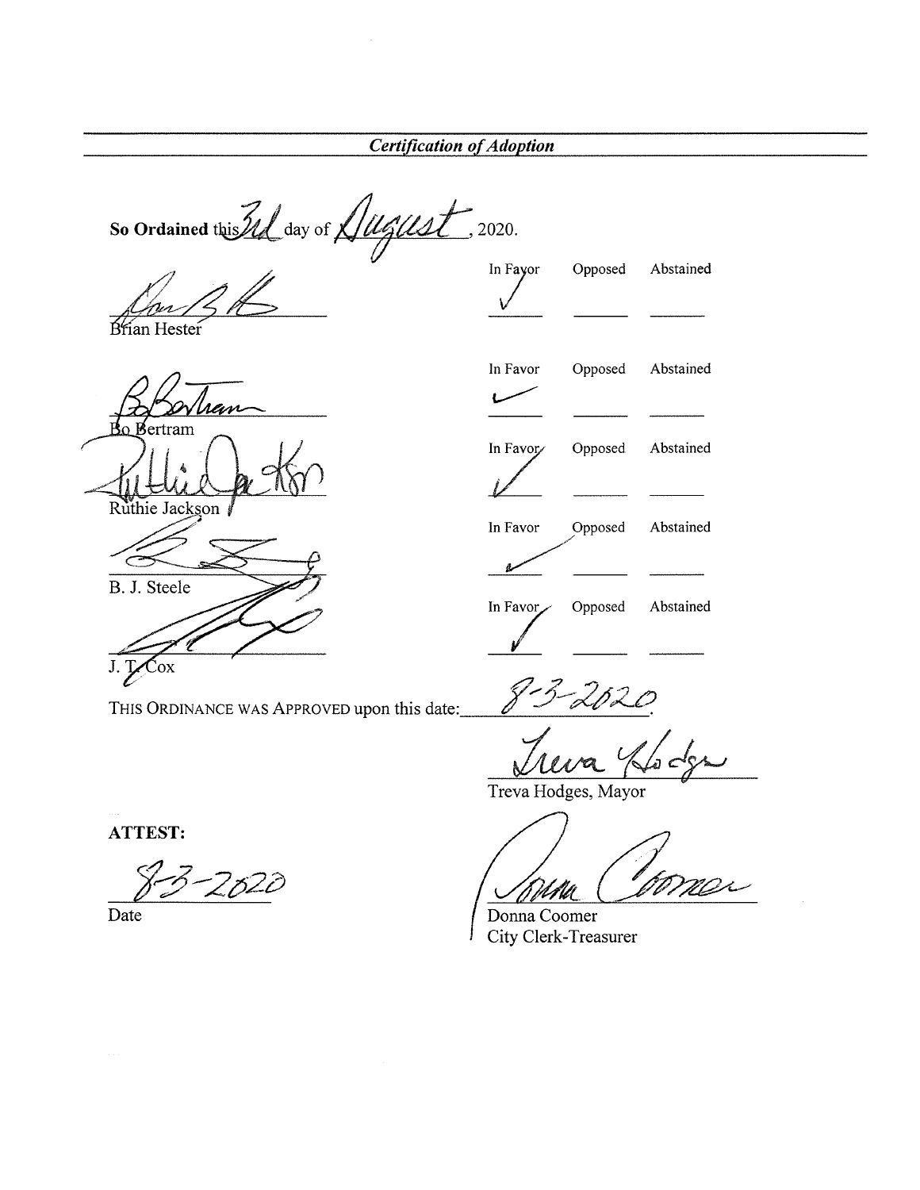## *Certification of Adoption*

**So Ordained** this 3rd day of August, 2020.

| | In Favor | Opposed | Abstained |
|---|---|---|---|
| Brian Hester | ✓ | | |
| Bo Bertram | ✓ | | |
| Ruthie Jackson | ✓ | | |
| B. J. Steele | ✓ | | |
| J. T. Cox | ✓ | | |

THIS ORDINANCE WAS APPROVED upon this date: 8-3-2020.

Treva Hodges, Mayor

**ATTEST:**

8-3-2020

Date

Donna Coomer
City Clerk-Treasurer